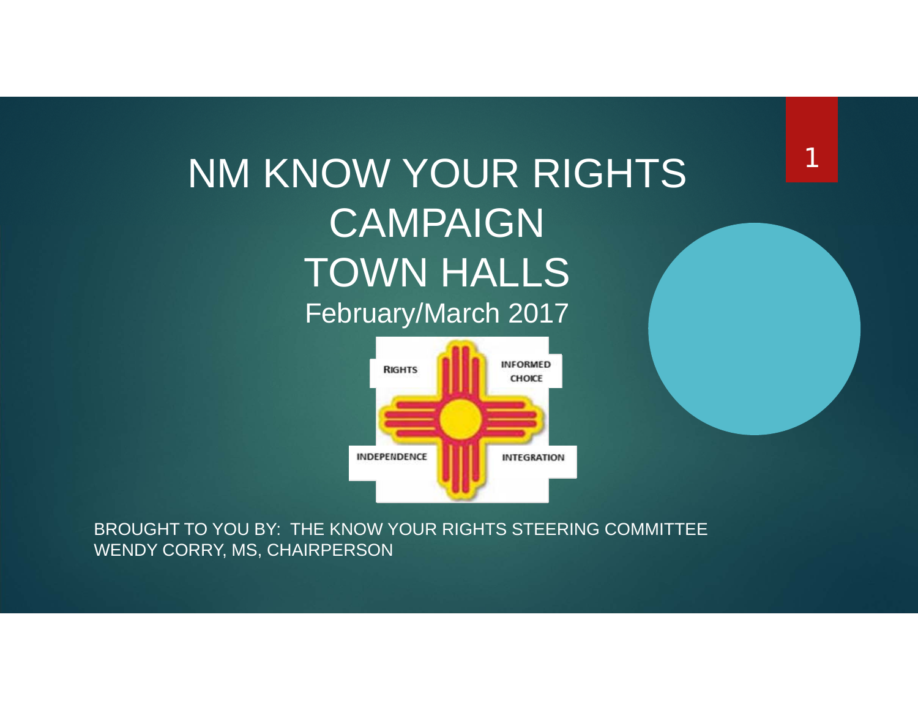# NM KNOW YOUR RIGHTS CAMPAIGN TOWN HALLS

## February/March 2017

RIGHTS

INFORMED CHOICE

INDEPENDENCE

INTEGRATION

BROUGHT TO YOU BY: THE KNOW YOUR RIGHTS STEERING COMMITTEE
WENDY CORRY, MS, CHAIRPERSON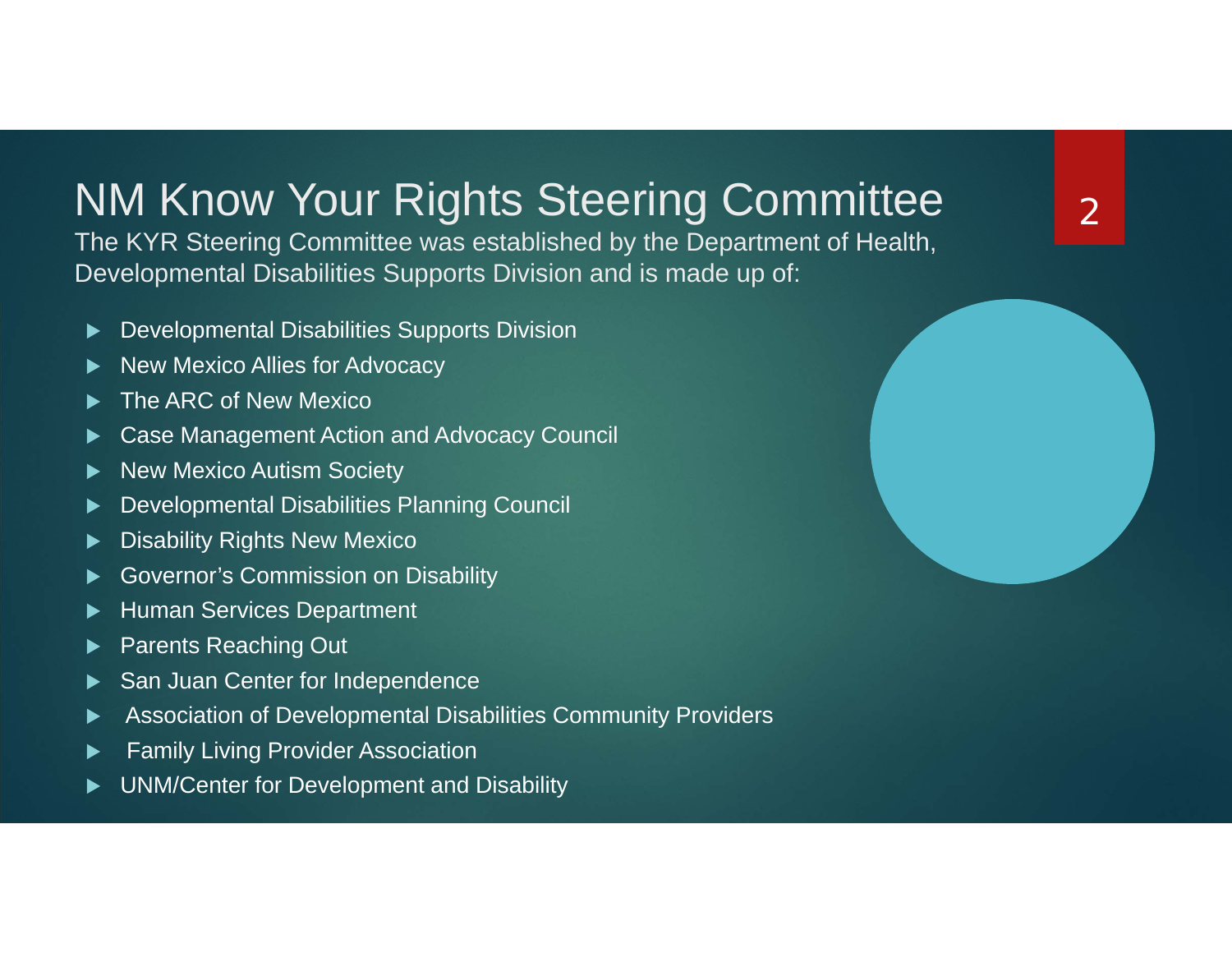# NM Know Your Rights Steering Committee

The KYR Steering Committee was established by the Department of Health, Developmental Disabilities Supports Division and is made up of:

- Developmental Disabilities Supports Division
- New Mexico Allies for Advocacy
- The ARC of New Mexico
- Case Management Action and Advocacy Council
- New Mexico Autism Society
- Developmental Disabilities Planning Council
- Disability Rights New Mexico
- Governor's Commission on Disability
- Human Services Department
- Parents Reaching Out
- San Juan Center for Independence
- Association of Developmental Disabilities Community Providers
- Family Living Provider Association
- UNM/Center for Development and Disability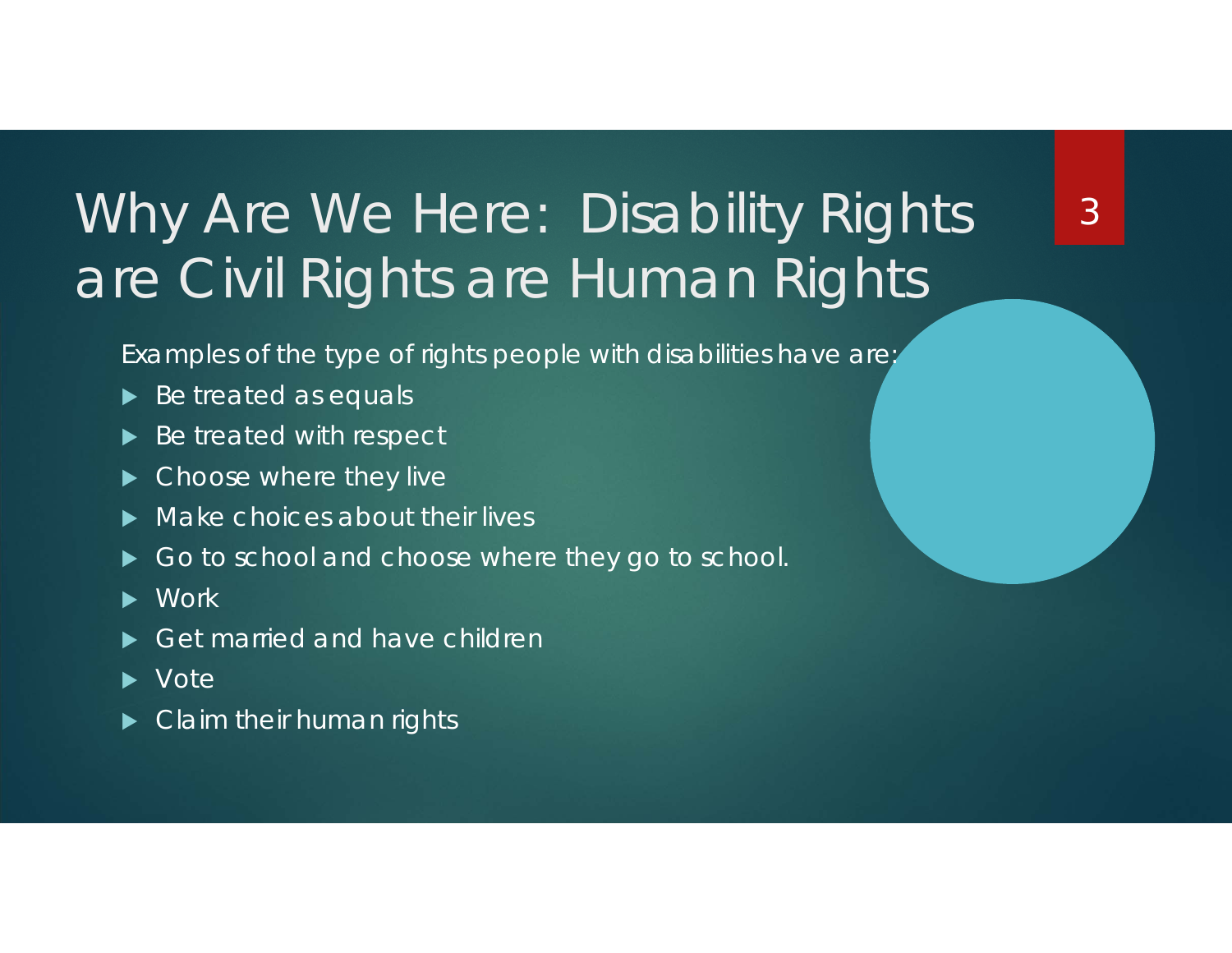# Why Are We Here: Disability Rights are Civil Rights are Human Rights

Examples of the type of rights people with disabilities have are:

- Be treated as equals
- Be treated with respect
- Choose where they live
- Make choices about their lives
- Go to school and choose where they go to school.
- Work
- Get married and have children
- Vote
- Claim their human rights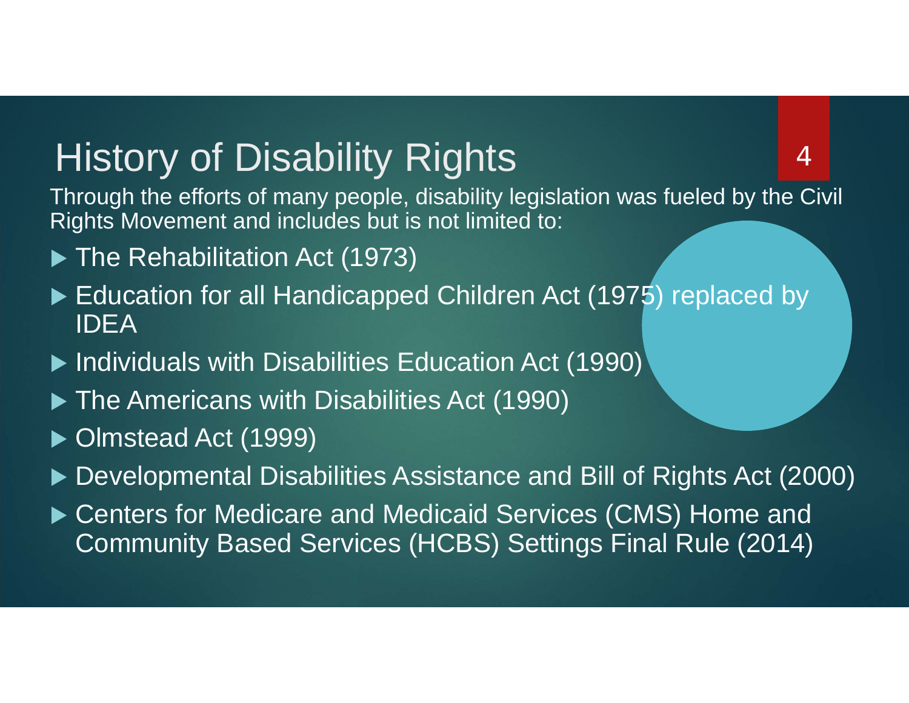# History of Disability Rights

Through the efforts of many people, disability legislation was fueled by the Civil Rights Movement and includes but is not limited to:

- The Rehabilitation Act (1973)
- Education for all Handicapped Children Act (1975) replaced by IDEA
- Individuals with Disabilities Education Act (1990)
- The Americans with Disabilities Act (1990)
- Olmstead Act (1999)
- Developmental Disabilities Assistance and Bill of Rights Act (2000)
- Centers for Medicare and Medicaid Services (CMS) Home and Community Based Services (HCBS) Settings Final Rule (2014)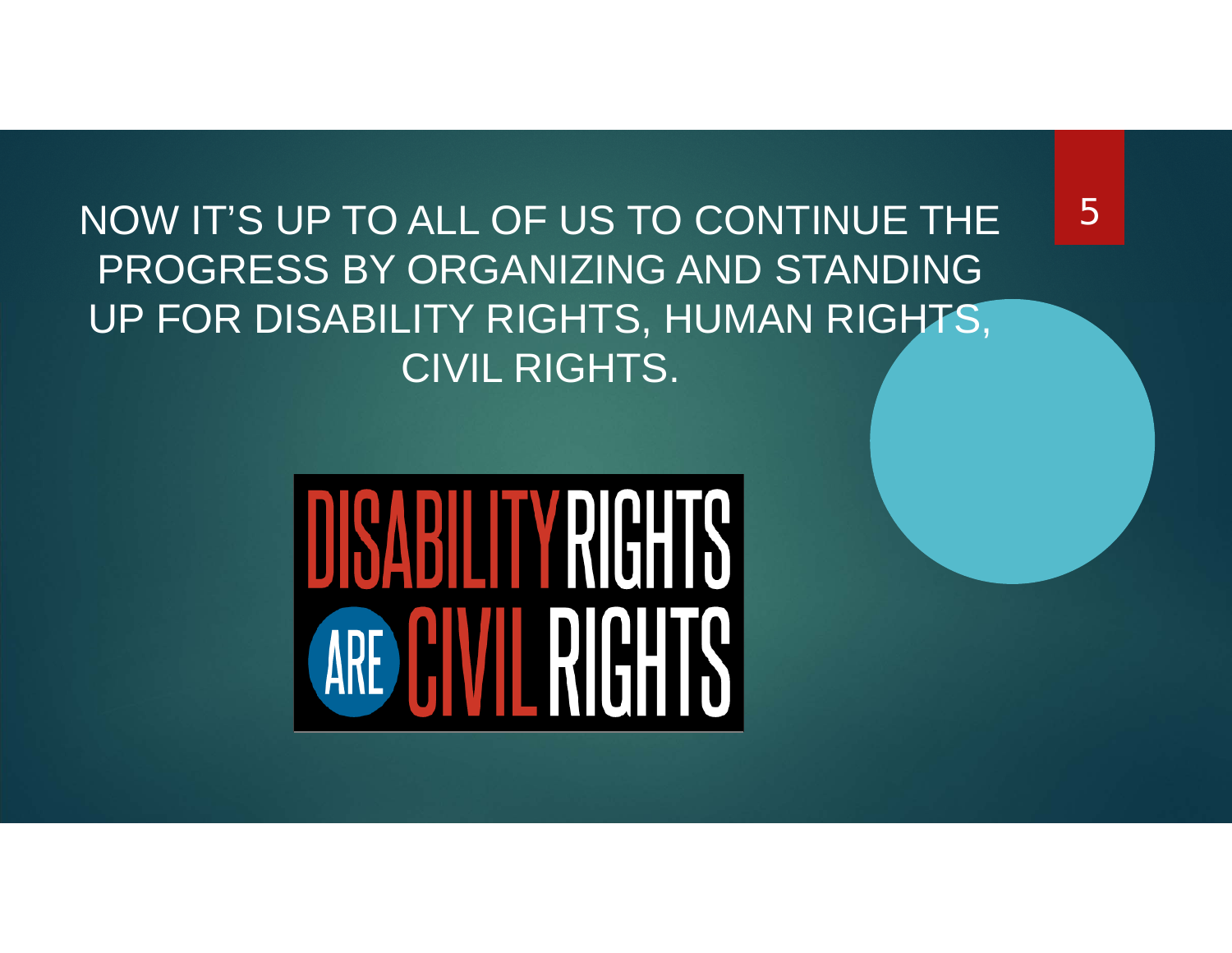NOW IT'S UP TO ALL OF US TO CONTINUE THE PROGRESS BY ORGANIZING AND STANDING UP FOR DISABILITY RIGHTS, HUMAN RIGHTS, CIVIL RIGHTS.

DISABILITY RIGHTS ARE CIVIL RIGHTS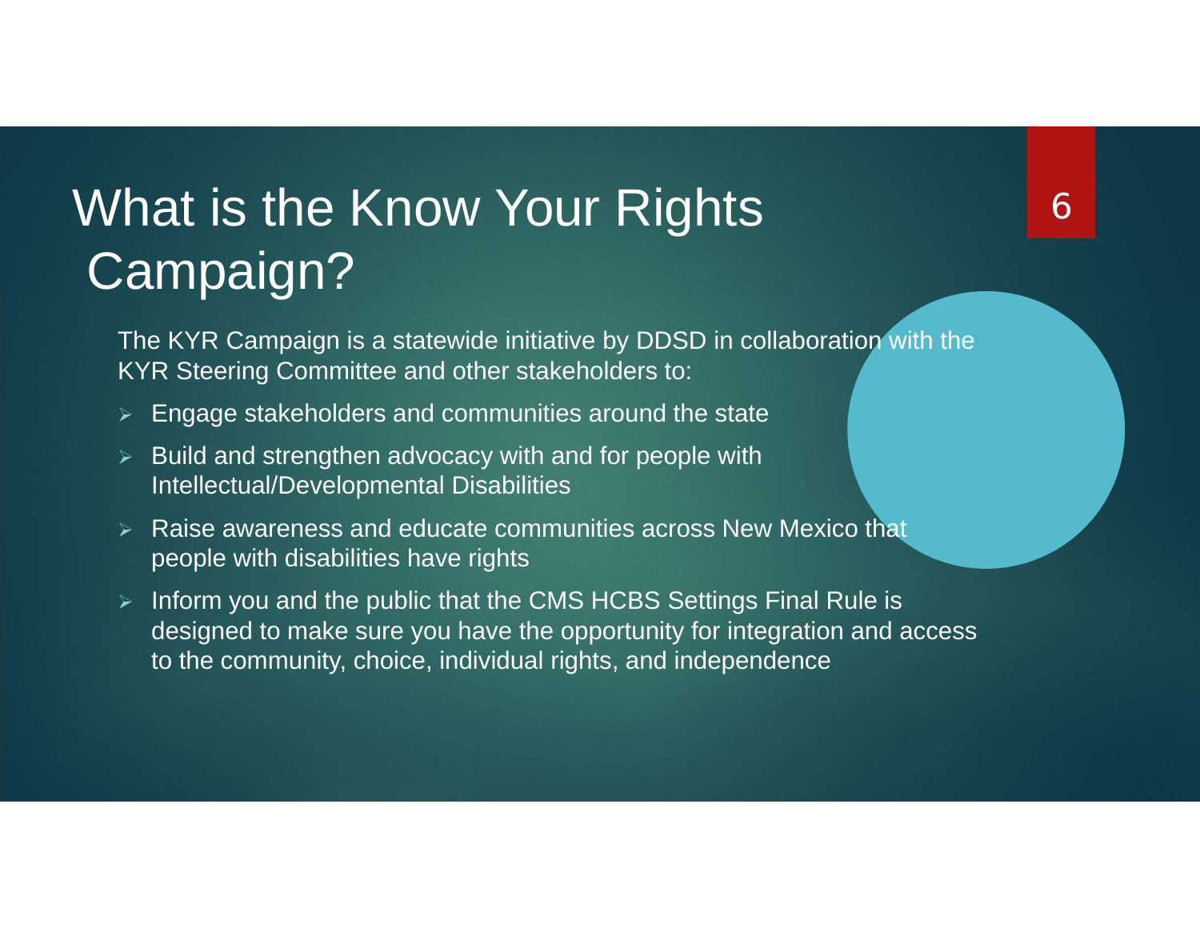# What is the Know Your Rights Campaign?

The KYR Campaign is a statewide initiative by DDSD in collaboration with the KYR Steering Committee and other stakeholders to:

- Engage stakeholders and communities around the state
- Build and strengthen advocacy with and for people with Intellectual/Developmental Disabilities
- Raise awareness and educate communities across New Mexico that people with disabilities have rights
- Inform you and the public that the CMS HCBS Settings Final Rule is designed to make sure you have the opportunity for integration and access to the community, choice, individual rights, and independence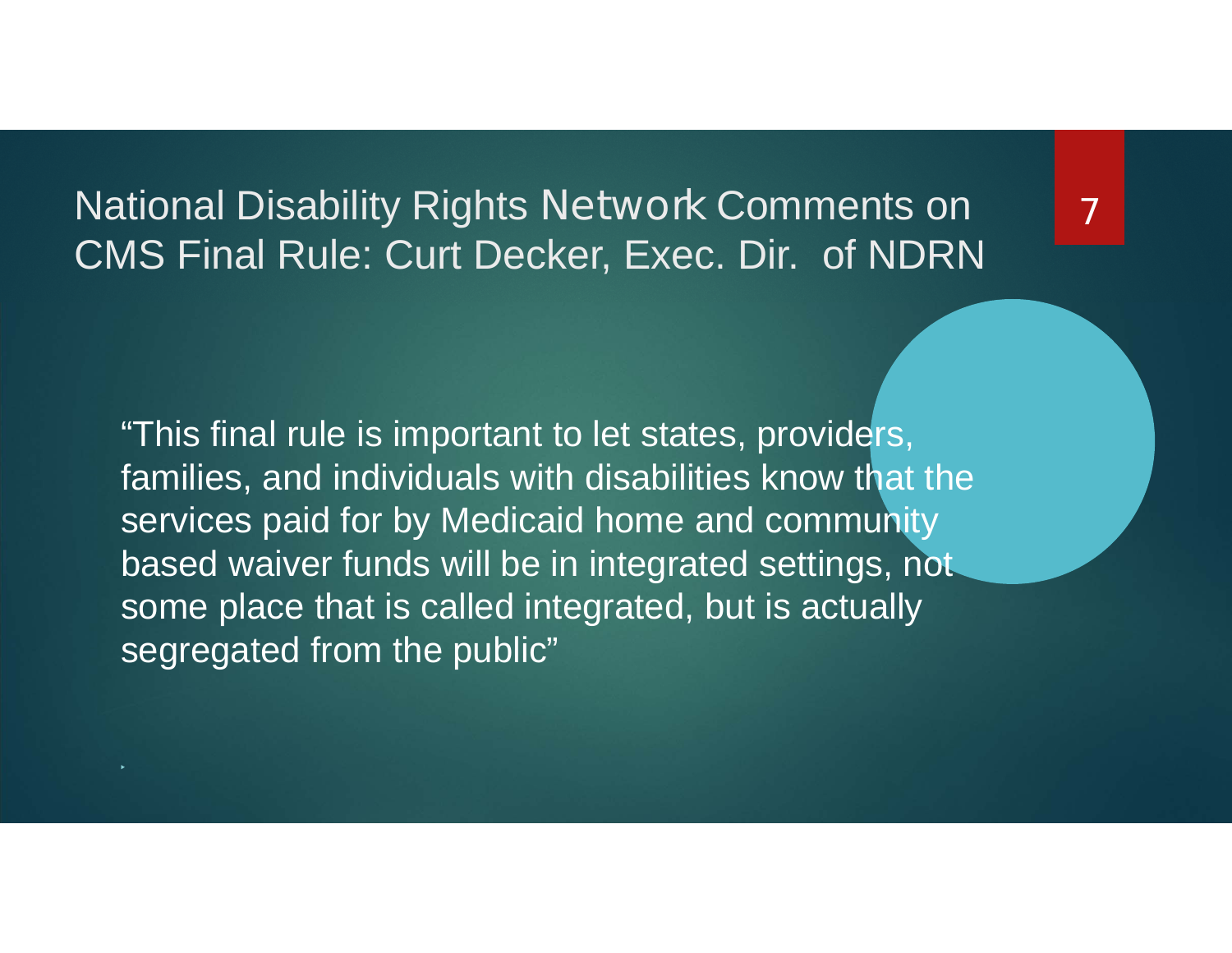# National Disability Rights Network Comments on CMS Final Rule: Curt Decker, Exec. Dir. of NDRN

"This final rule is important to let states, providers, families, and individuals with disabilities know that the services paid for by Medicaid home and community based waiver funds will be in integrated settings, not some place that is called integrated, but is actually segregated from the public"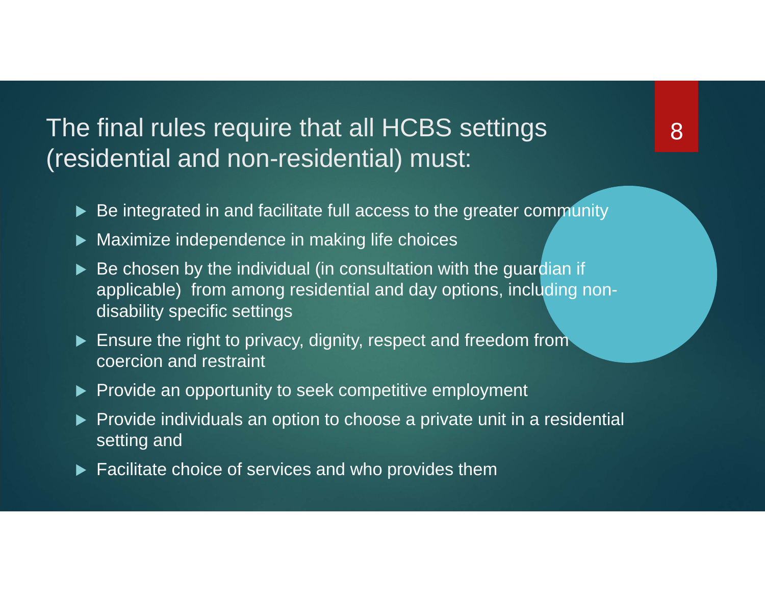# The final rules require that all HCBS settings (residential and non-residential) must:

- Be integrated in and facilitate full access to the greater community
- Maximize independence in making life choices
- Be chosen by the individual (in consultation with the guardian if applicable) from among residential and day options, including non-disability specific settings
- Ensure the right to privacy, dignity, respect and freedom from coercion and restraint
- Provide an opportunity to seek competitive employment
- Provide individuals an option to choose a private unit in a residential setting and
- Facilitate choice of services and who provides them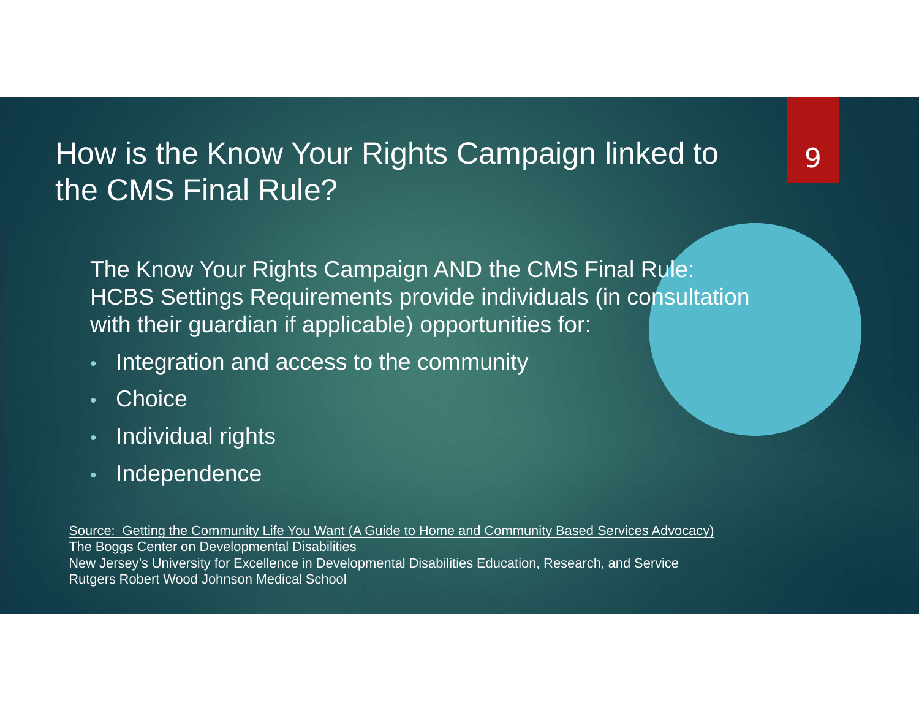# How is the Know Your Rights Campaign linked to the CMS Final Rule?

The Know Your Rights Campaign AND the CMS Final Rule: HCBS Settings Requirements provide individuals (in consultation with their guardian if applicable) opportunities for:

- Integration and access to the community
- Choice
- Individual rights
- Independence

Source: Getting the Community Life You Want (A Guide to Home and Community Based Services Advocacy)
The Boggs Center on Developmental Disabilities
New Jersey's University for Excellence in Developmental Disabilities Education, Research, and Service
Rutgers Robert Wood Johnson Medical School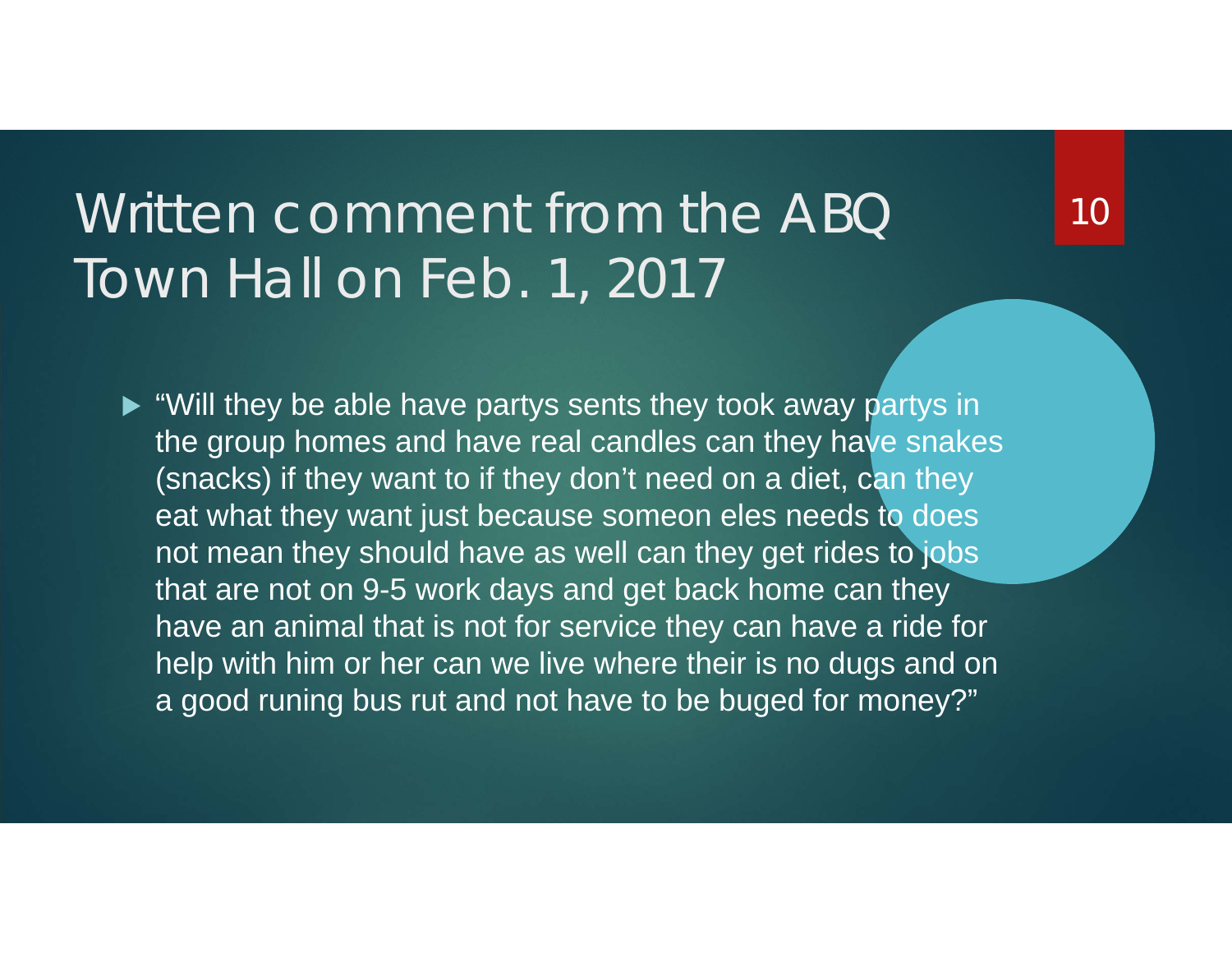# Written comment from the ABQ Town Hall on Feb. 1, 2017

- "Will they be able have partys sents they took away partys in the group homes and have real candles can they have snakes (snacks) if they want to if they don't need on a diet, can they eat what they want just because someon eles needs to does not mean they should have as well can they get rides to jobs that are not on 9-5 work days and get back home can they have an animal that is not for service they can have a ride for help with him or her can we live where their is no dugs and on a good runing bus rut and not have to be buged for money?"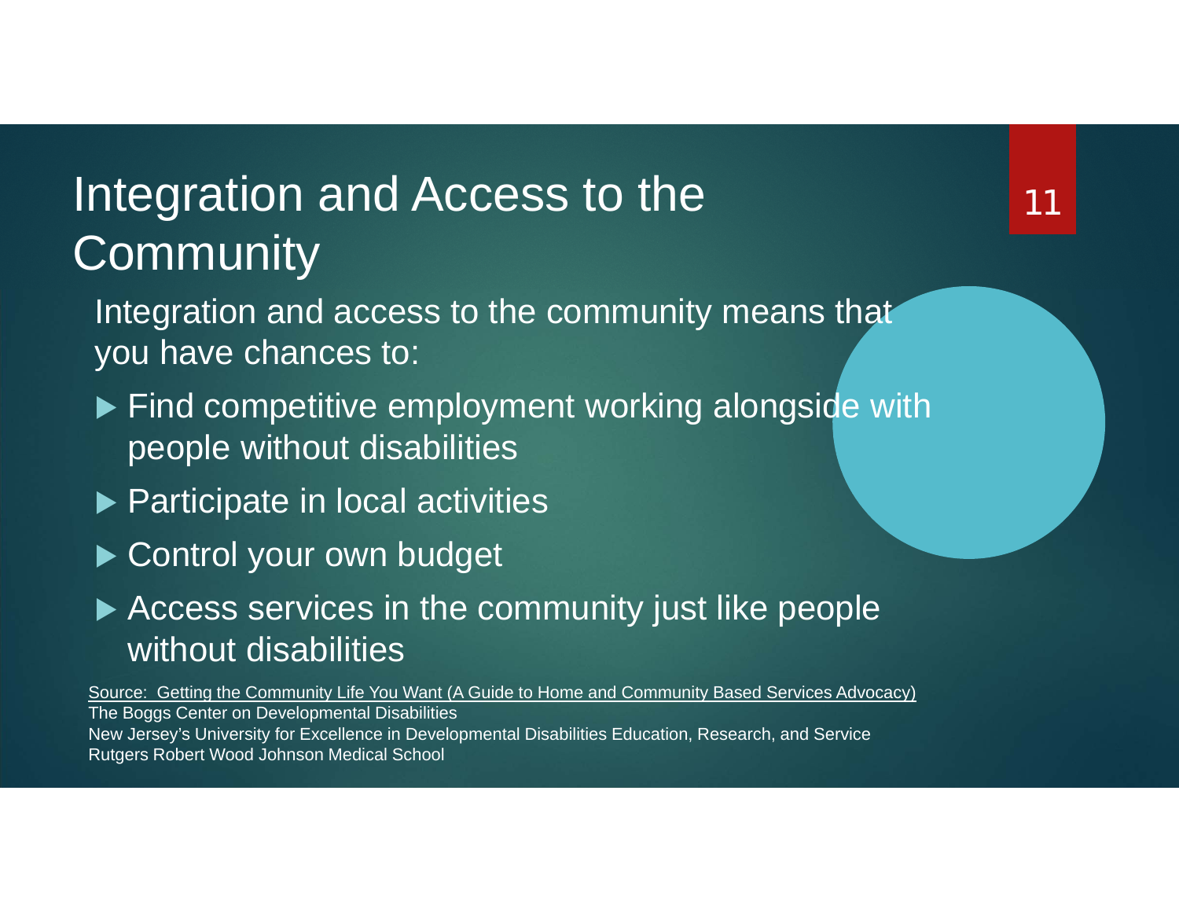# Integration and Access to the Community

Integration and access to the community means that you have chances to:

- Find competitive employment working alongside with people without disabilities
- Participate in local activities
- Control your own budget
- Access services in the community just like people without disabilities

Source: Getting the Community Life You Want (A Guide to Home and Community Based Services Advocacy)
The Boggs Center on Developmental Disabilities
New Jersey's University for Excellence in Developmental Disabilities Education, Research, and Service
Rutgers Robert Wood Johnson Medical School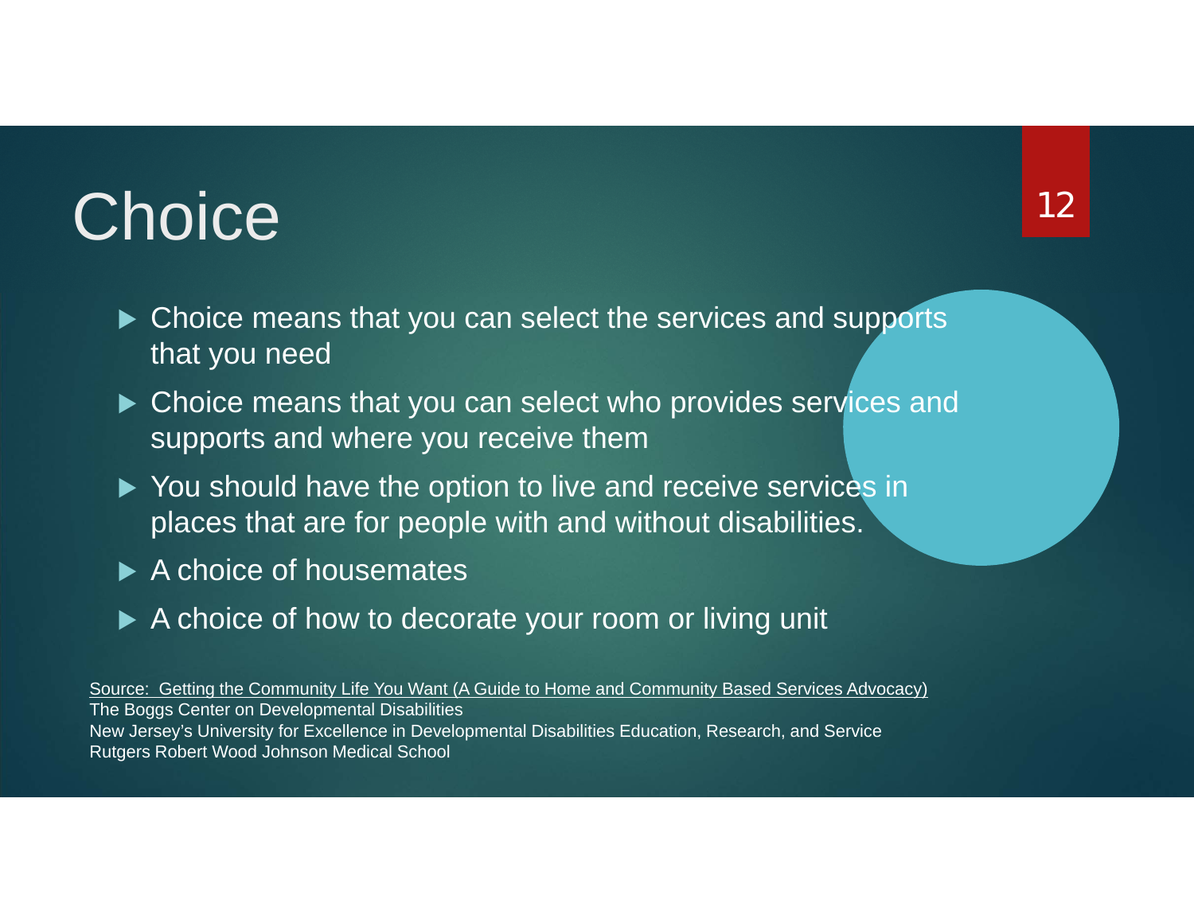# Choice

- Choice means that you can select the services and supports that you need
- Choice means that you can select who provides services and supports and where you receive them
- You should have the option to live and receive services in places that are for people with and without disabilities.
- A choice of housemates
- A choice of how to decorate your room or living unit

Source: Getting the Community Life You Want (A Guide to Home and Community Based Services Advocacy)
The Boggs Center on Developmental Disabilities
New Jersey's University for Excellence in Developmental Disabilities Education, Research, and Service
Rutgers Robert Wood Johnson Medical School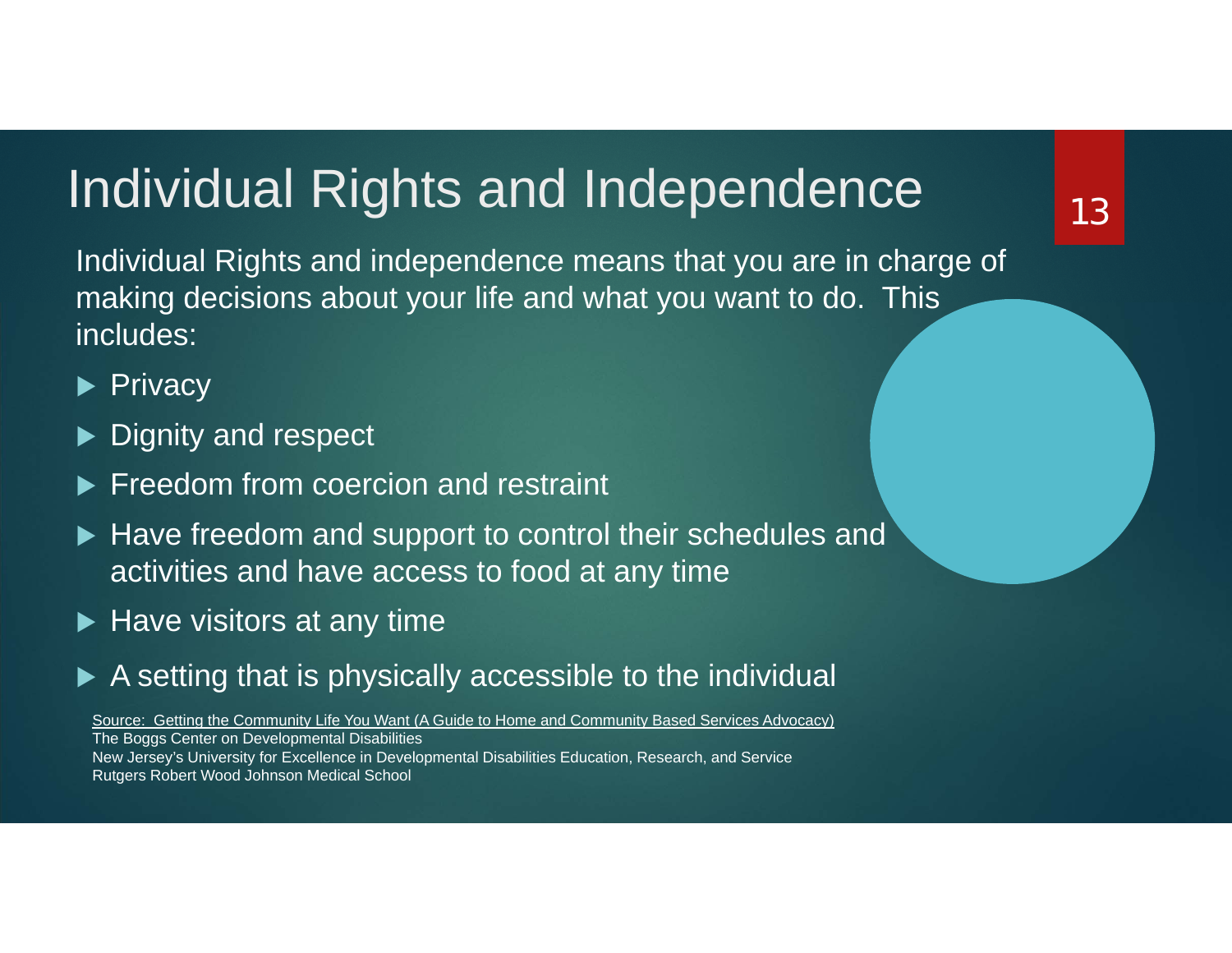# Individual Rights and Independence

Individual Rights and independence means that you are in charge of making decisions about your life and what you want to do. This includes:

- Privacy
- Dignity and respect
- Freedom from coercion and restraint
- Have freedom and support to control their schedules and activities and have access to food at any time
- Have visitors at any time
- A setting that is physically accessible to the individual

Source: Getting the Community Life You Want (A Guide to Home and Community Based Services Advocacy)
The Boggs Center on Developmental Disabilities
New Jersey's University for Excellence in Developmental Disabilities Education, Research, and Service
Rutgers Robert Wood Johnson Medical School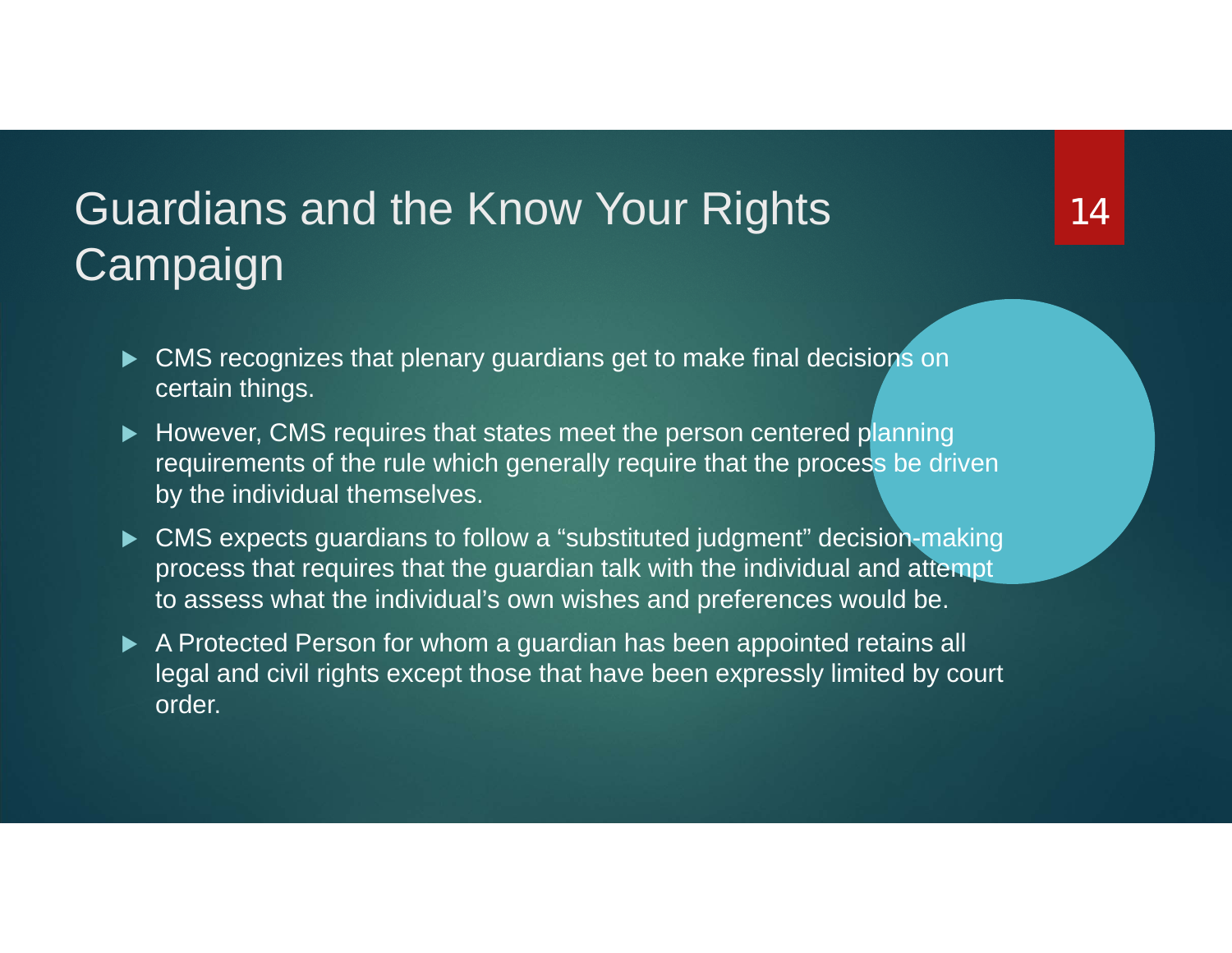# Guardians and the Know Your Rights Campaign

- CMS recognizes that plenary guardians get to make final decisions on certain things.
- However, CMS requires that states meet the person centered planning requirements of the rule which generally require that the process be driven by the individual themselves.
- CMS expects guardians to follow a "substituted judgment" decision-making process that requires that the guardian talk with the individual and attempt to assess what the individual's own wishes and preferences would be.
- A Protected Person for whom a guardian has been appointed retains all legal and civil rights except those that have been expressly limited by court order.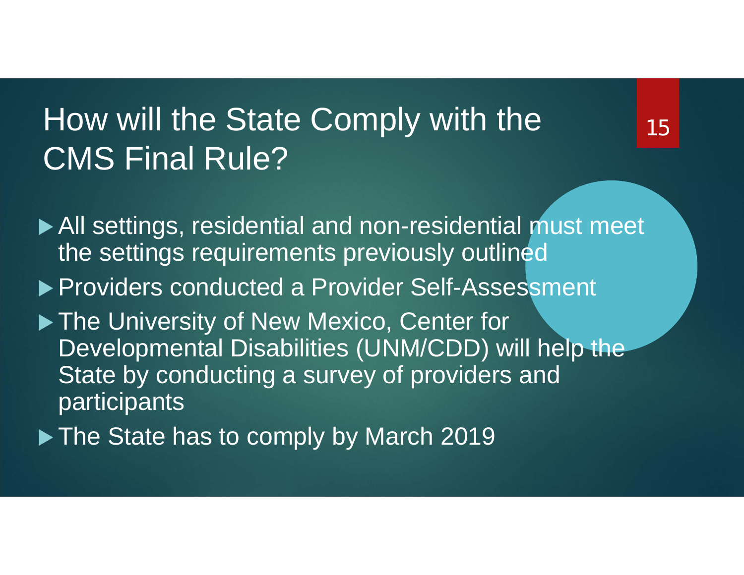# How will the State Comply with the CMS Final Rule?

- All settings, residential and non-residential must meet the settings requirements previously outlined
- Providers conducted a Provider Self-Assessment
- The University of New Mexico, Center for Developmental Disabilities (UNM/CDD) will help the State by conducting a survey of providers and participants
- The State has to comply by March 2019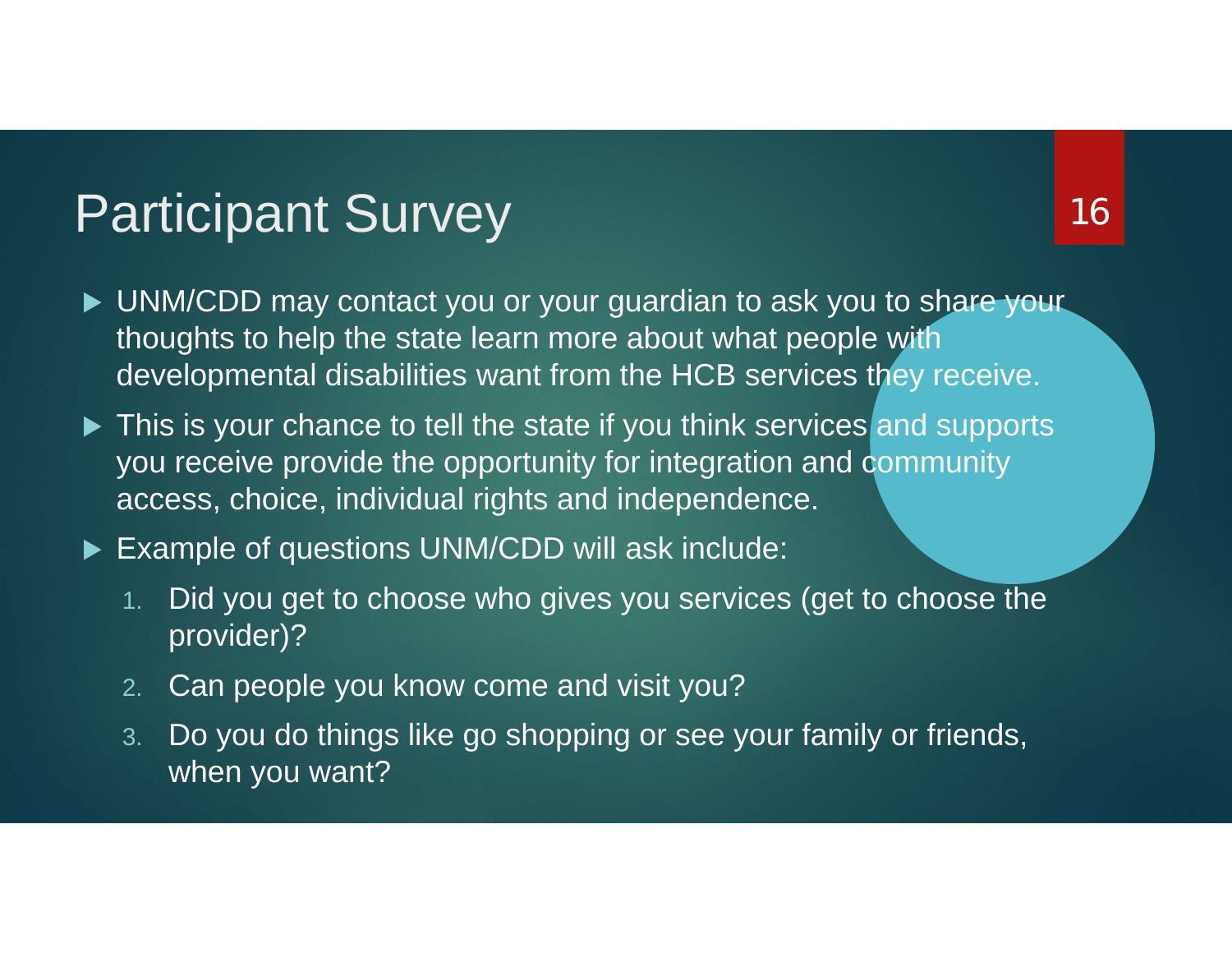# Participant Survey

- UNM/CDD may contact you or your guardian to ask you to share your thoughts to help the state learn more about what people with developmental disabilities want from the HCB services they receive.
- This is your chance to tell the state if you think services and supports you receive provide the opportunity for integration and community access, choice, individual rights and independence.
- Example of questions UNM/CDD will ask include:
  1. Did you get to choose who gives you services (get to choose the provider)?
  2. Can people you know come and visit you?
  3. Do you do things like go shopping or see your family or friends, when you want?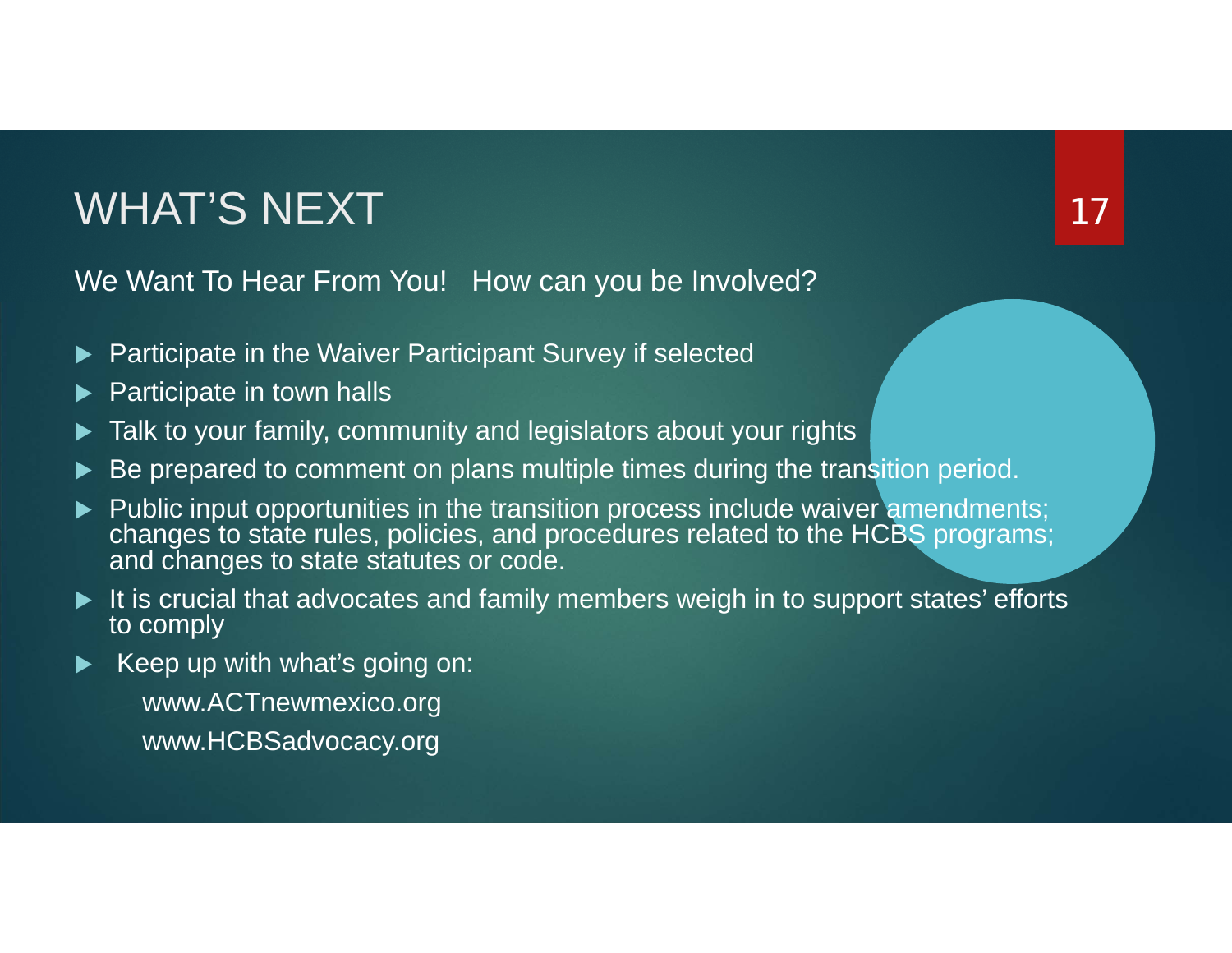# WHAT'S NEXT

We Want To Hear From You! How can you be Involved?

- Participate in the Waiver Participant Survey if selected
- Participate in town halls
- Talk to your family, community and legislators about your rights
- Be prepared to comment on plans multiple times during the transition period.
- Public input opportunities in the transition process include waiver amendments; changes to state rules, policies, and procedures related to the HCBS programs; and changes to state statutes or code.
- It is crucial that advocates and family members weigh in to support states' efforts to comply
- Keep up with what's going on:
  - www.ACTnewmexico.org
  - www.HCBSadvocacy.org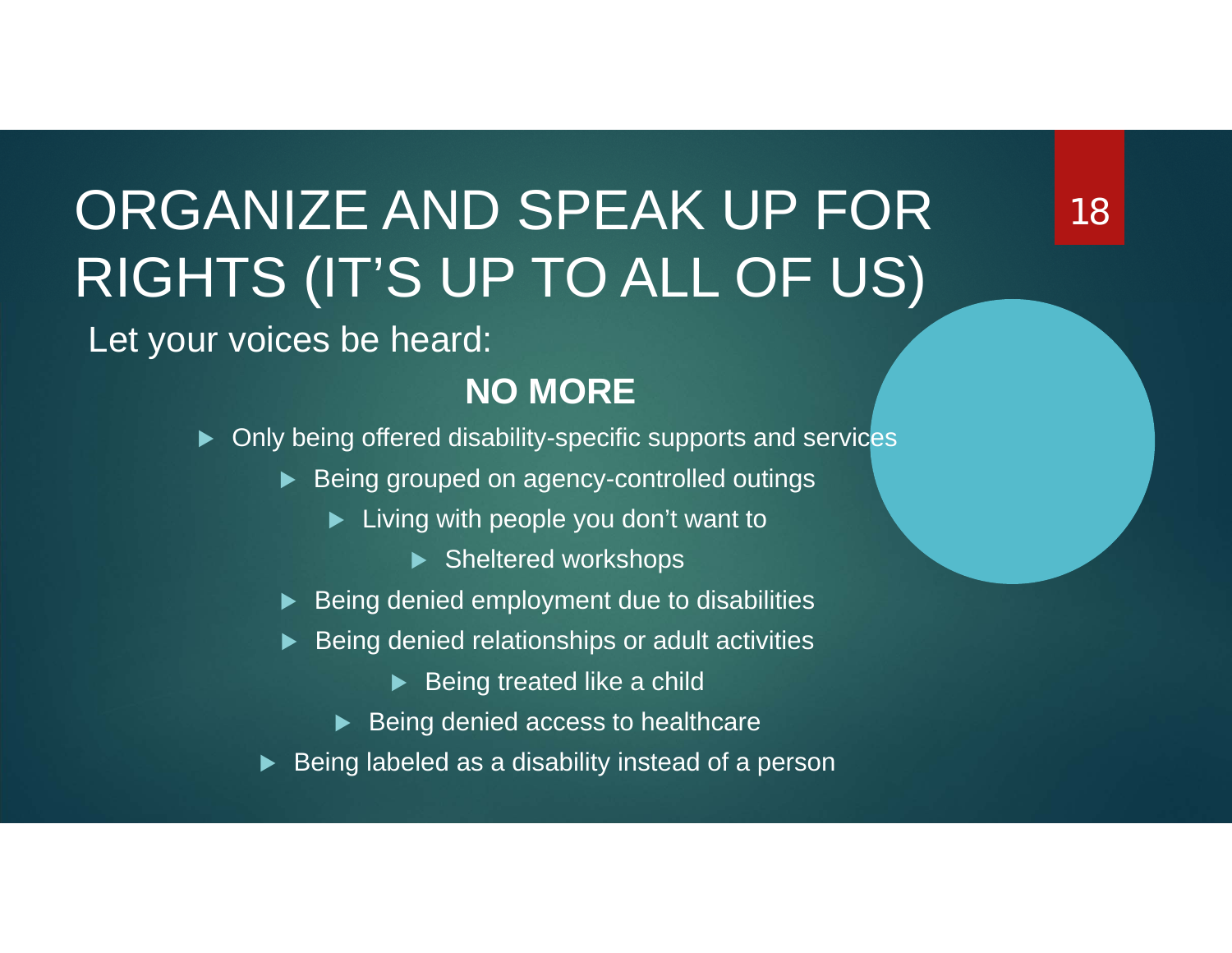# ORGANIZE AND SPEAK UP FOR RIGHTS (IT'S UP TO ALL OF US)

Let your voices be heard:

**NO MORE**

- Only being offered disability-specific supports and services
- Being grouped on agency-controlled outings
- Living with people you don't want to
- Sheltered workshops
- Being denied employment due to disabilities
- Being denied relationships or adult activities
- Being treated like a child
- Being denied access to healthcare
- Being labeled as a disability instead of a person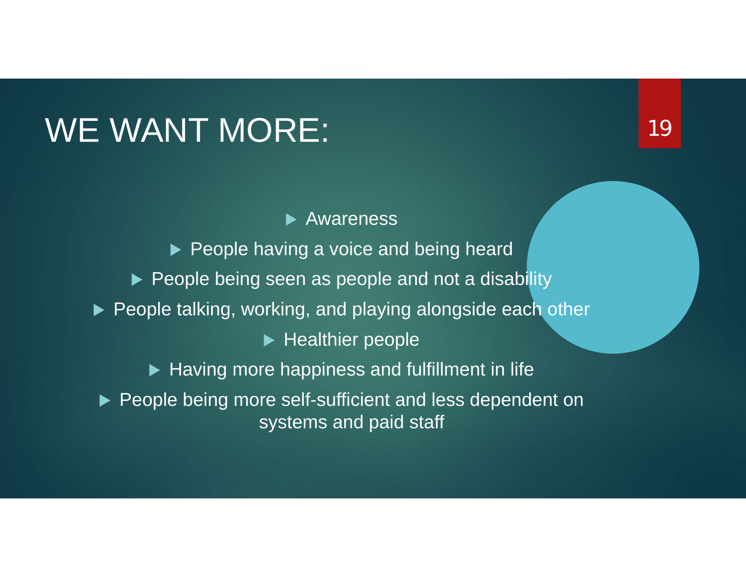# WE WANT MORE:

- Awareness
- People having a voice and being heard
- People being seen as people and not a disability
- People talking, working, and playing alongside each other
- Healthier people
- Having more happiness and fulfillment in life
- People being more self-sufficient and less dependent on systems and paid staff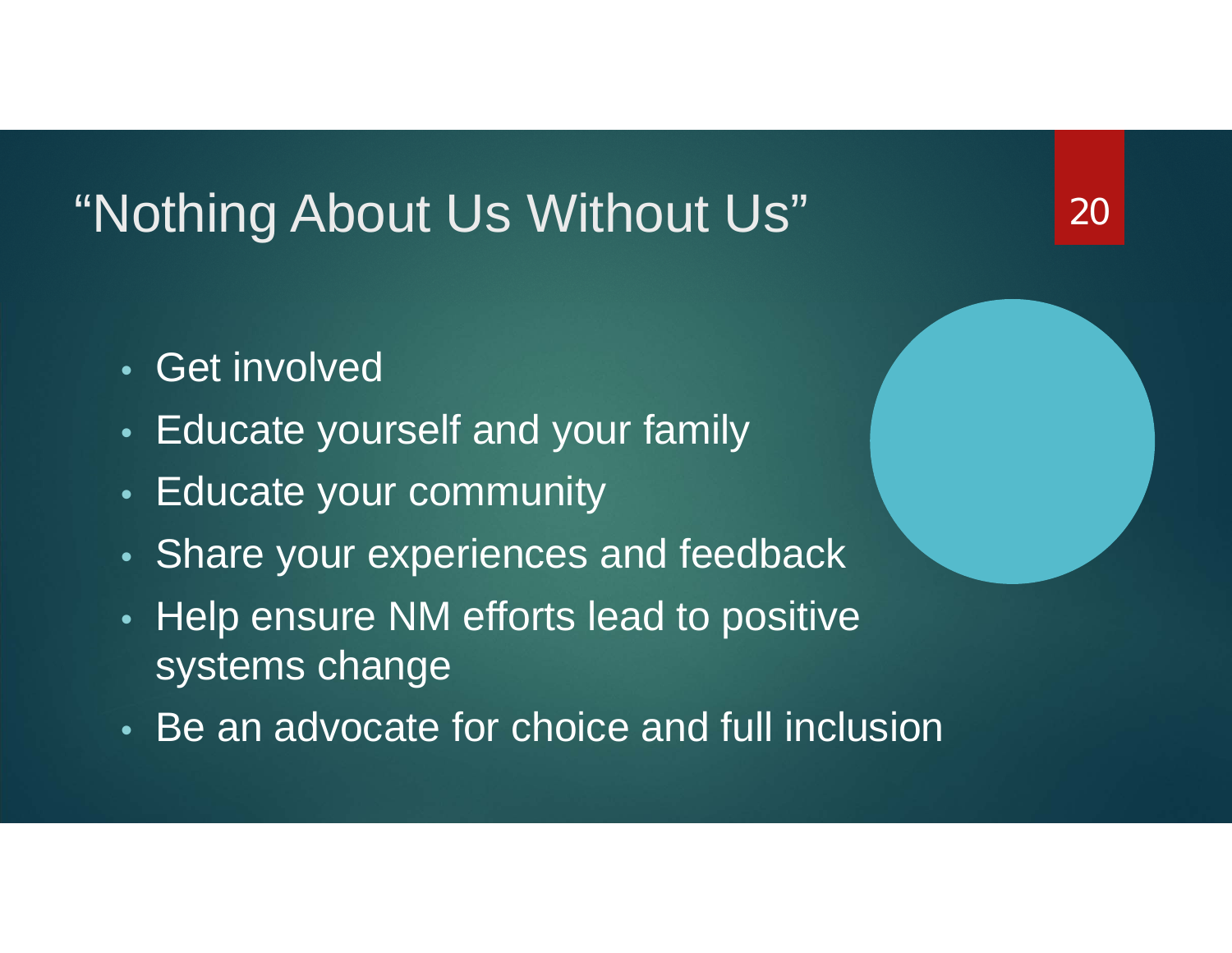# "Nothing About Us Without Us"

- Get involved
- Educate yourself and your family
- Educate your community
- Share your experiences and feedback
- Help ensure NM efforts lead to positive systems change
- Be an advocate for choice and full inclusion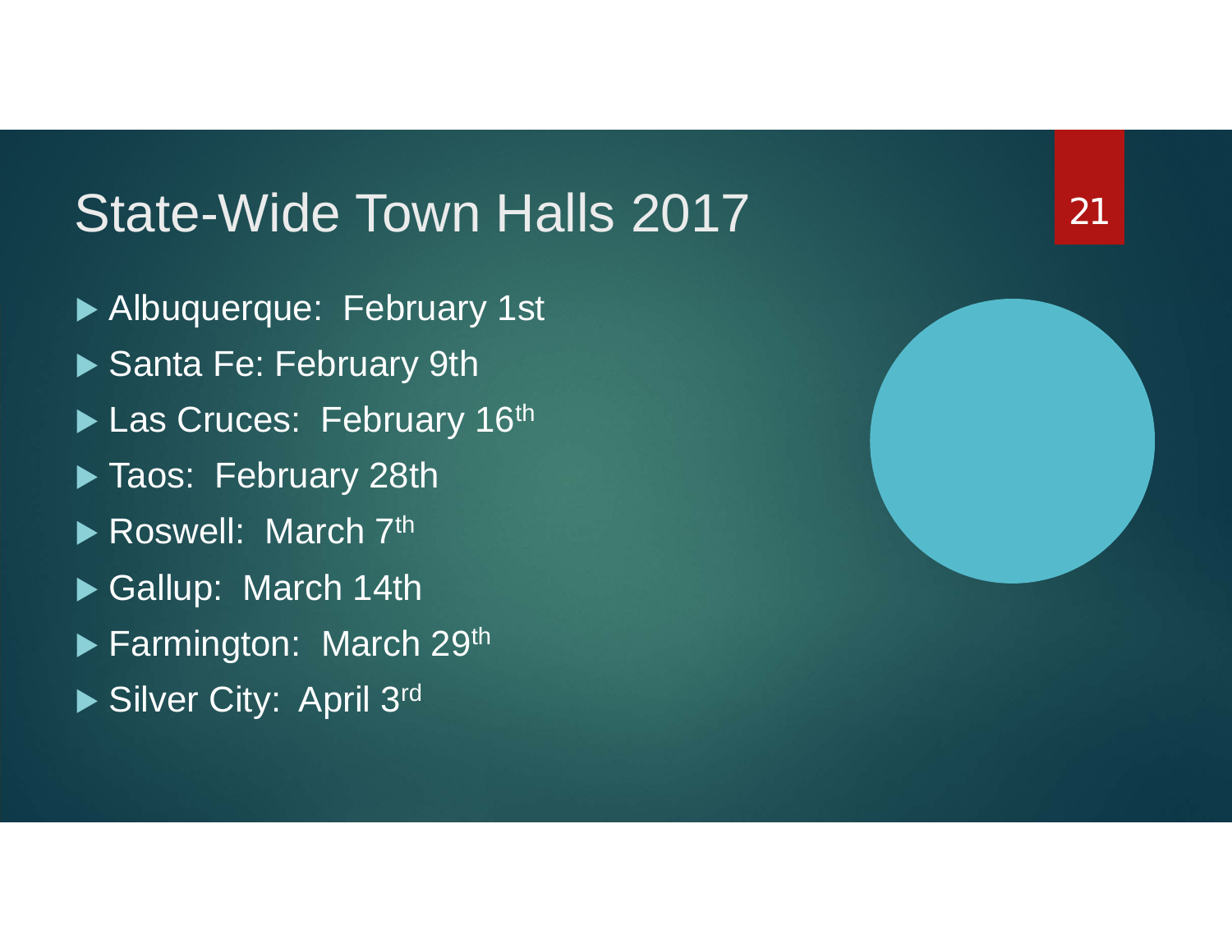# State-Wide Town Halls 2017

- Albuquerque: February 1st
- Santa Fe: February 9th
- Las Cruces: February 16th
- Taos: February 28th
- Roswell: March 7th
- Gallup: March 14th
- Farmington: March 29th
- Silver City: April 3rd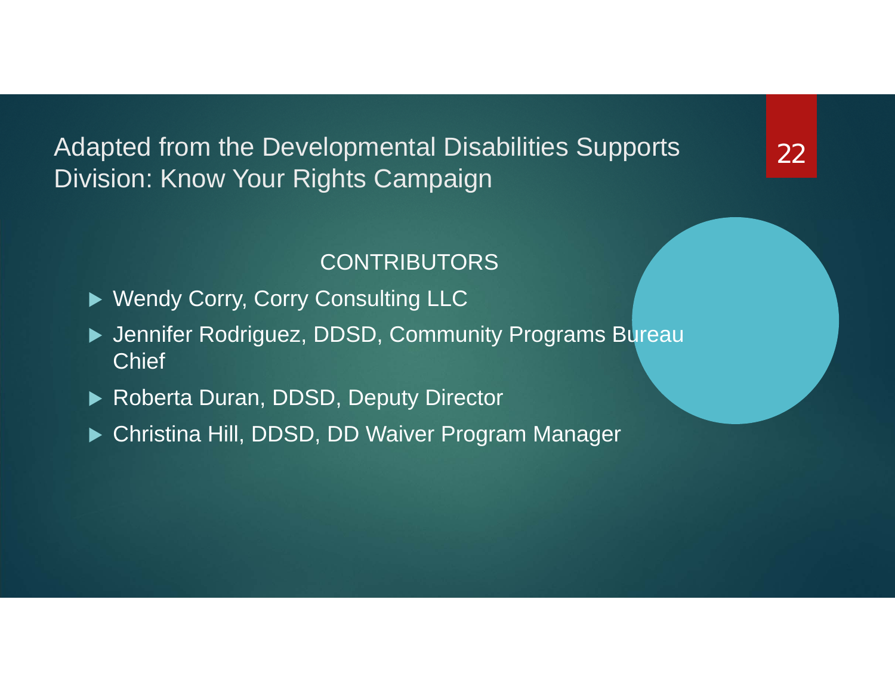# Adapted from the Developmental Disabilities Supports Division: Know Your Rights Campaign

## CONTRIBUTORS

- Wendy Corry, Corry Consulting LLC
- Jennifer Rodriguez, DDSD, Community Programs Bureau Chief
- Roberta Duran, DDSD, Deputy Director
- Christina Hill, DDSD, DD Waiver Program Manager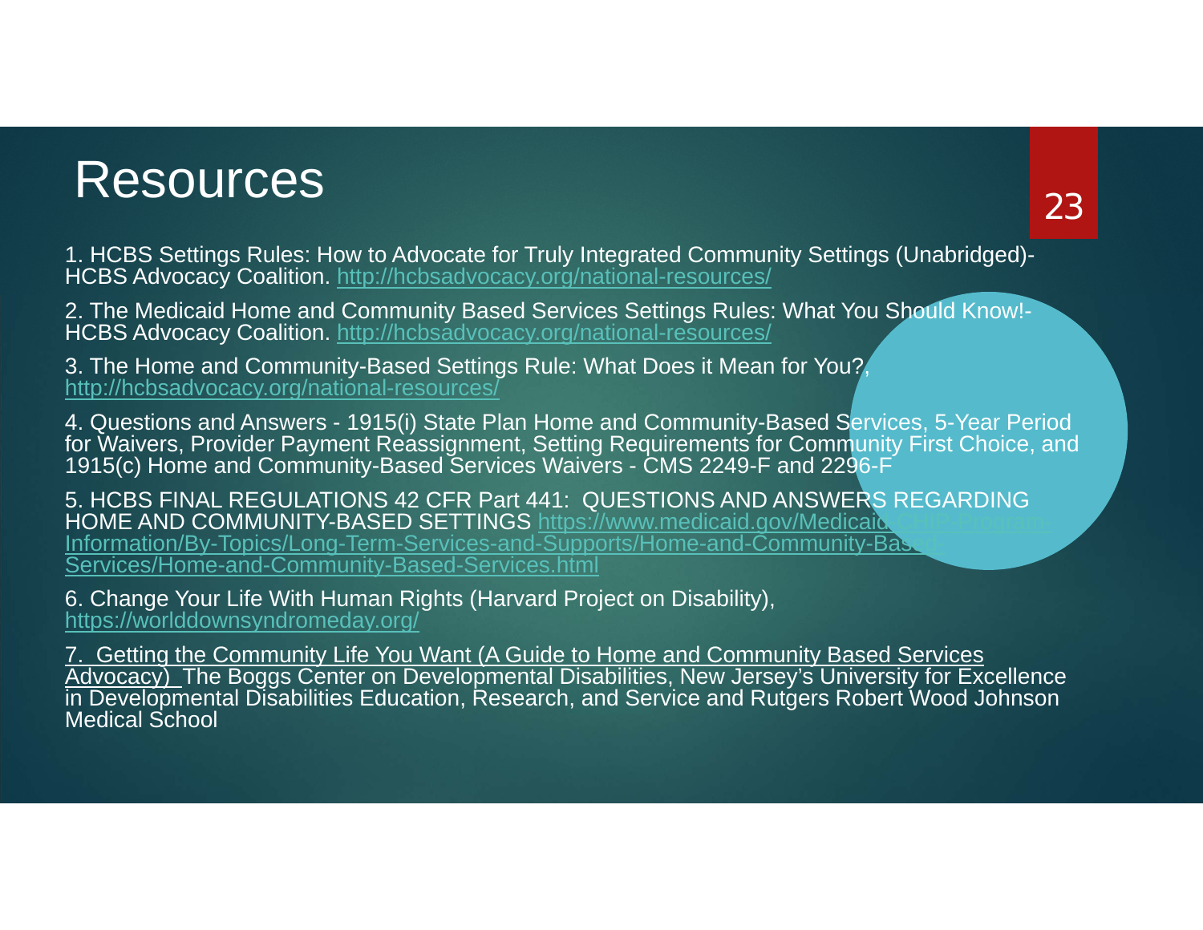# Resources

1. HCBS Settings Rules: How to Advocate for Truly Integrated Community Settings (Unabridged)- HCBS Advocacy Coalition. http://hcbsadvocacy.org/national-resources/

2. The Medicaid Home and Community Based Services Settings Rules: What You Should Know!- HCBS Advocacy Coalition. http://hcbsadvocacy.org/national-resources/

3. The Home and Community-Based Settings Rule: What Does it Mean for You?, http://hcbsadvocacy.org/national-resources/

4. Questions and Answers - 1915(i) State Plan Home and Community-Based Services, 5-Year Period for Waivers, Provider Payment Reassignment, Setting Requirements for Community First Choice, and 1915(c) Home and Community-Based Services Waivers - CMS 2249-F and 2296-F

5. HCBS FINAL REGULATIONS 42 CFR Part 441: QUESTIONS AND ANSWERS REGARDING HOME AND COMMUNITY-BASED SETTINGS https://www.medicaid.gov/Medicaid-CHIP-Program-Information/By-Topics/Long-Term-Services-and-Supports/Home-and-Community-Based-Services/Home-and-Community-Based-Services.html

6. Change Your Life With Human Rights (Harvard Project on Disability), https://worlddownsyndromeday.org/

7. Getting the Community Life You Want (A Guide to Home and Community Based Services Advocacy) The Boggs Center on Developmental Disabilities, New Jersey's University for Excellence in Developmental Disabilities Education, Research, and Service and Rutgers Robert Wood Johnson Medical School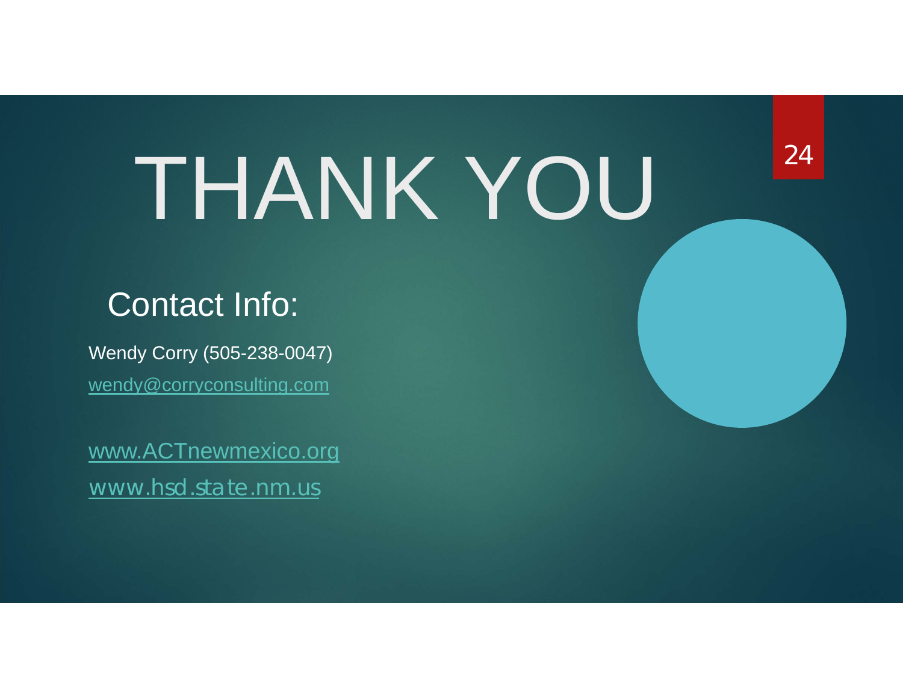# THANK YOU

## Contact Info:

Wendy Corry (505-238-0047)

wendy@corryconsulting.com

www.ACTnewmexico.org

www.hsd.state.nm.us